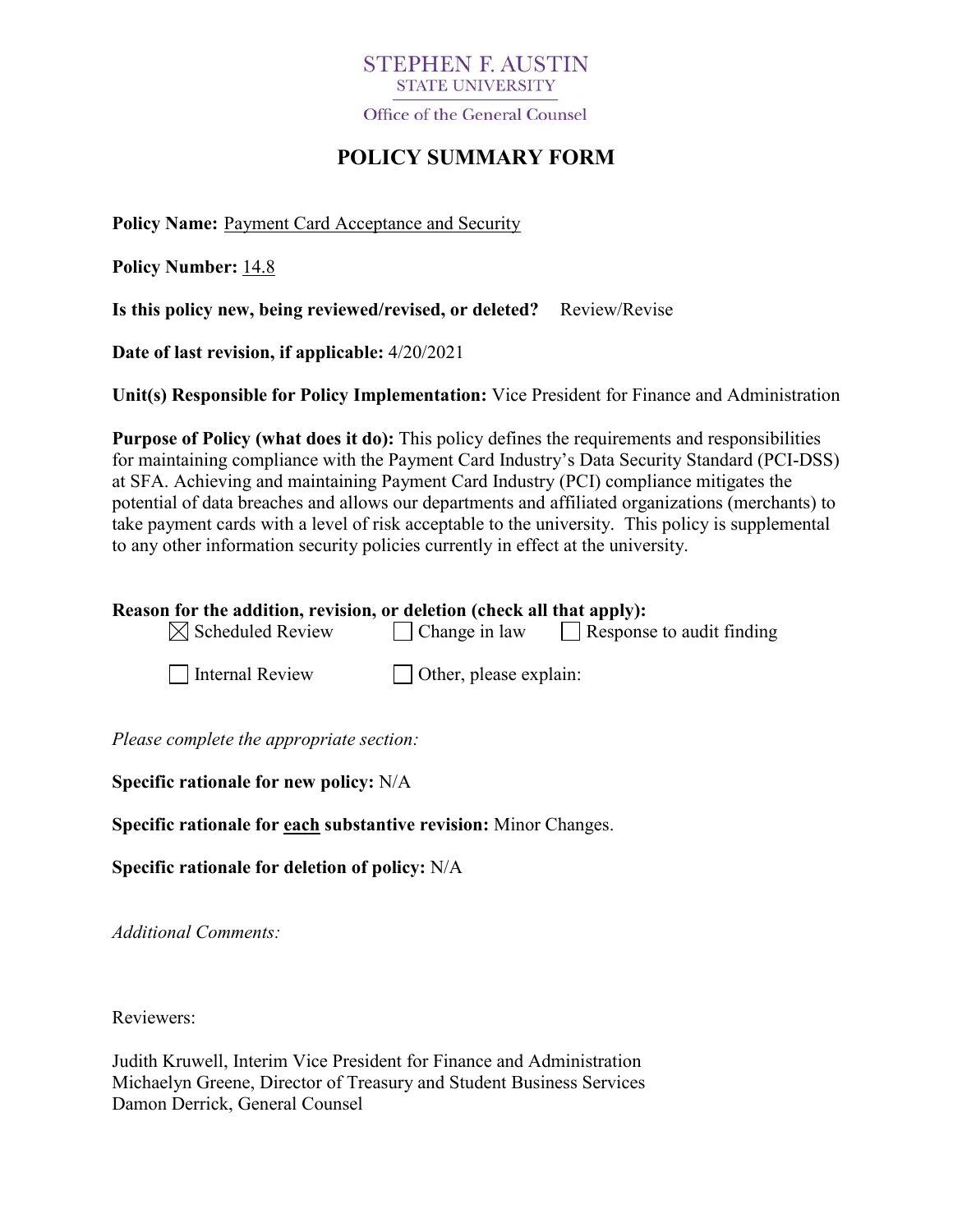STEPHEN F. AUSTIN
STATE UNIVERSITY

Office of the General Counsel

# POLICY SUMMARY FORM

**Policy Name:** Payment Card Acceptance and Security

**Policy Number:** 14.8

**Is this policy new, being reviewed/revised, or deleted?** Review/Revise

**Date of last revision, if applicable:** 4/20/2021

**Unit(s) Responsible for Policy Implementation:** Vice President for Finance and Administration

**Purpose of Policy (what does it do):** This policy defines the requirements and responsibilities for maintaining compliance with the Payment Card Industry's Data Security Standard (PCI-DSS) at SFA. Achieving and maintaining Payment Card Industry (PCI) compliance mitigates the potential of data breaches and allows our departments and affiliated organizations (merchants) to take payment cards with a level of risk acceptable to the university. This policy is supplemental to any other information security policies currently in effect at the university.

**Reason for the addition, revision, or deletion (check all that apply):**

- ☒ Scheduled Review
- ☐ Change in law
- ☐ Response to audit finding
- ☐ Internal Review
- ☐ Other, please explain:

*Please complete the appropriate section:*

**Specific rationale for new policy:** N/A

**Specific rationale for each substantive revision:** Minor Changes.

**Specific rationale for deletion of policy:** N/A

*Additional Comments:*

Reviewers:

Judith Kruwell, Interim Vice President for Finance and Administration
Michaelyn Greene, Director of Treasury and Student Business Services
Damon Derrick, General Counsel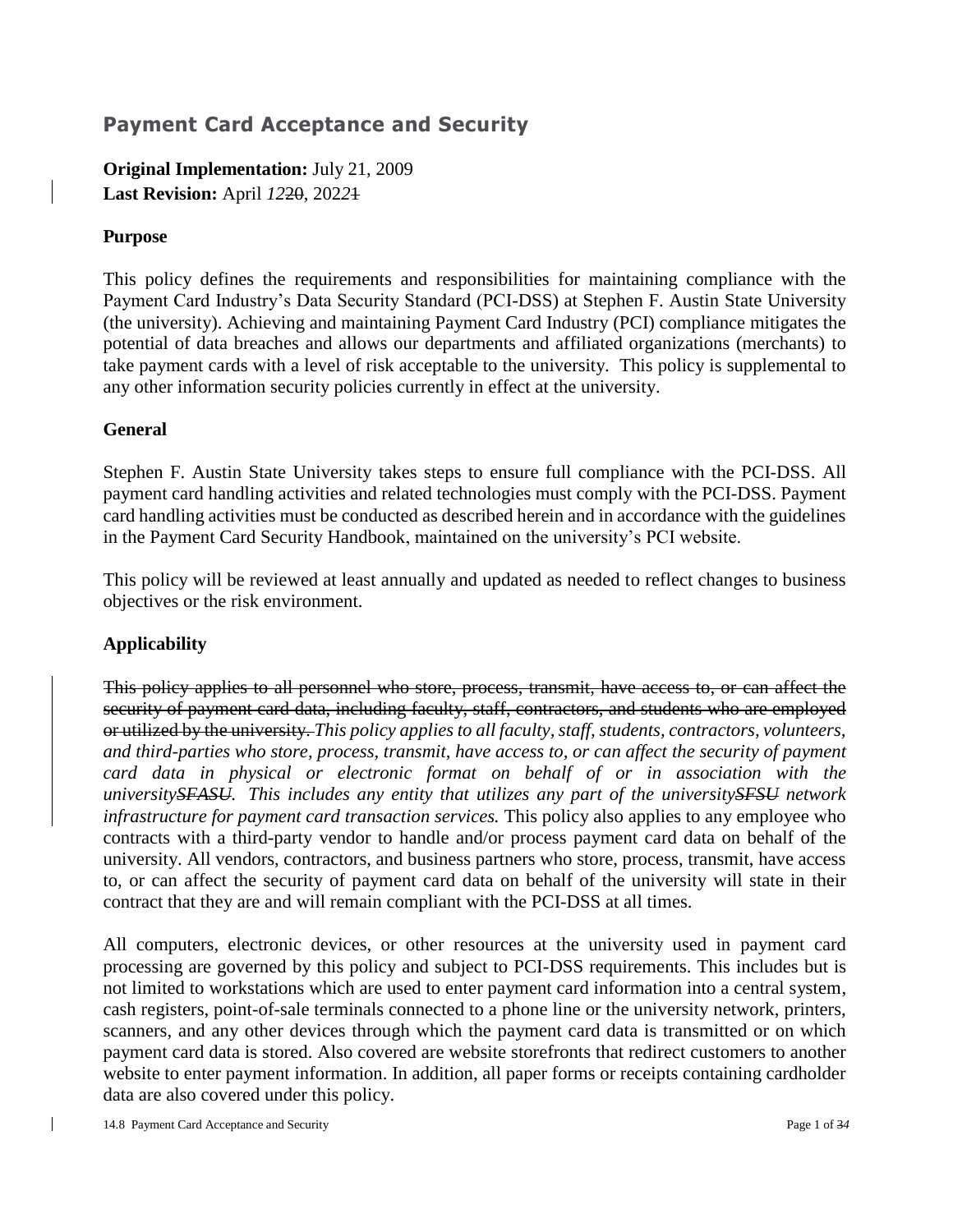## Payment Card Acceptance and Security

**Original Implementation:** July 21, 2009
**Last Revision:** April *12*~~20~~, 202*2*~~1~~

### Purpose

This policy defines the requirements and responsibilities for maintaining compliance with the Payment Card Industry's Data Security Standard (PCI-DSS) at Stephen F. Austin State University (the university). Achieving and maintaining Payment Card Industry (PCI) compliance mitigates the potential of data breaches and allows our departments and affiliated organizations (merchants) to take payment cards with a level of risk acceptable to the university. This policy is supplemental to any other information security policies currently in effect at the university.

### General

Stephen F. Austin State University takes steps to ensure full compliance with the PCI-DSS. All payment card handling activities and related technologies must comply with the PCI-DSS. Payment card handling activities must be conducted as described herein and in accordance with the guidelines in the Payment Card Security Handbook, maintained on the university's PCI website.

This policy will be reviewed at least annually and updated as needed to reflect changes to business objectives or the risk environment.

### Applicability

~~This policy applies to all personnel who store, process, transmit, have access to, or can affect the security of payment card data, including faculty, staff, contractors, and students who are employed or utilized by the university.~~ *This policy applies to all faculty, staff, students, contractors, volunteers, and third-parties who store, process, transmit, have access to, or can affect the security of payment card data in physical or electronic format on behalf of or in association with the university~~SFASU~~. This includes any entity that utilizes any part of the university~~SFSU~~ network infrastructure for payment card transaction services.* This policy also applies to any employee who contracts with a third-party vendor to handle and/or process payment card data on behalf of the university. All vendors, contractors, and business partners who store, process, transmit, have access to, or can affect the security of payment card data on behalf of the university will state in their contract that they are and will remain compliant with the PCI-DSS at all times.

All computers, electronic devices, or other resources at the university used in payment card processing are governed by this policy and subject to PCI-DSS requirements. This includes but is not limited to workstations which are used to enter payment card information into a central system, cash registers, point-of-sale terminals connected to a phone line or the university network, printers, scanners, and any other devices through which the payment card data is transmitted or on which payment card data is stored. Also covered are website storefronts that redirect customers to another website to enter payment information. In addition, all paper forms or receipts containing cardholder data are also covered under this policy.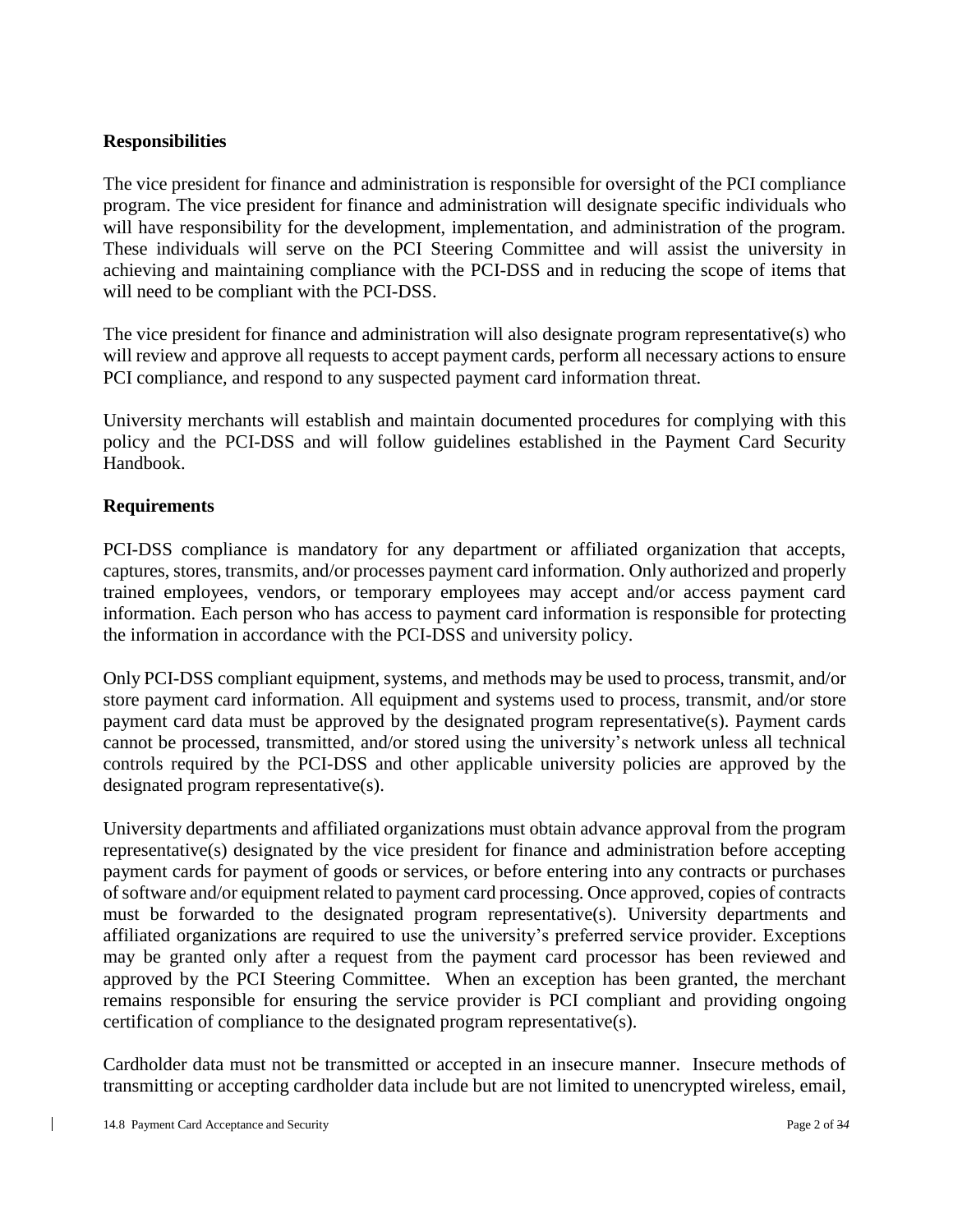**Responsibilities**

The vice president for finance and administration is responsible for oversight of the PCI compliance program. The vice president for finance and administration will designate specific individuals who will have responsibility for the development, implementation, and administration of the program. These individuals will serve on the PCI Steering Committee and will assist the university in achieving and maintaining compliance with the PCI-DSS and in reducing the scope of items that will need to be compliant with the PCI-DSS.

The vice president for finance and administration will also designate program representative(s) who will review and approve all requests to accept payment cards, perform all necessary actions to ensure PCI compliance, and respond to any suspected payment card information threat.

University merchants will establish and maintain documented procedures for complying with this policy and the PCI-DSS and will follow guidelines established in the Payment Card Security Handbook.

**Requirements**

PCI-DSS compliance is mandatory for any department or affiliated organization that accepts, captures, stores, transmits, and/or processes payment card information. Only authorized and properly trained employees, vendors, or temporary employees may accept and/or access payment card information. Each person who has access to payment card information is responsible for protecting the information in accordance with the PCI-DSS and university policy.

Only PCI-DSS compliant equipment, systems, and methods may be used to process, transmit, and/or store payment card information. All equipment and systems used to process, transmit, and/or store payment card data must be approved by the designated program representative(s). Payment cards cannot be processed, transmitted, and/or stored using the university's network unless all technical controls required by the PCI-DSS and other applicable university policies are approved by the designated program representative(s).

University departments and affiliated organizations must obtain advance approval from the program representative(s) designated by the vice president for finance and administration before accepting payment cards for payment of goods or services, or before entering into any contracts or purchases of software and/or equipment related to payment card processing. Once approved, copies of contracts must be forwarded to the designated program representative(s). University departments and affiliated organizations are required to use the university's preferred service provider. Exceptions may be granted only after a request from the payment card processor has been reviewed and approved by the PCI Steering Committee. When an exception has been granted, the merchant remains responsible for ensuring the service provider is PCI compliant and providing ongoing certification of compliance to the designated program representative(s).

Cardholder data must not be transmitted or accepted in an insecure manner. Insecure methods of transmitting or accepting cardholder data include but are not limited to unencrypted wireless, email,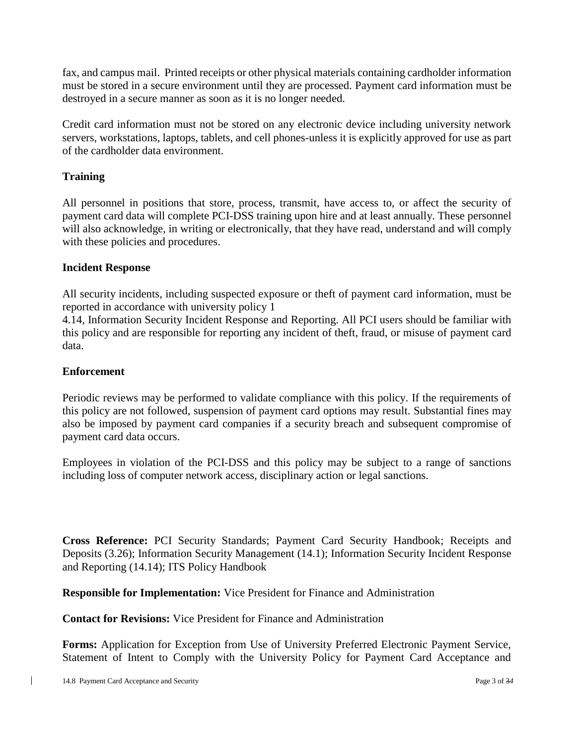fax, and campus mail. Printed receipts or other physical materials containing cardholder information must be stored in a secure environment until they are processed. Payment card information must be destroyed in a secure manner as soon as it is no longer needed.

Credit card information must not be stored on any electronic device including university network servers, workstations, laptops, tablets, and cell phones-unless it is explicitly approved for use as part of the cardholder data environment.

## Training

All personnel in positions that store, process, transmit, have access to, or affect the security of payment card data will complete PCI-DSS training upon hire and at least annually. These personnel will also acknowledge, in writing or electronically, that they have read, understand and will comply with these policies and procedures.

## Incident Response

All security incidents, including suspected exposure or theft of payment card information, must be reported in accordance with university policy 1
4.14, Information Security Incident Response and Reporting. All PCI users should be familiar with this policy and are responsible for reporting any incident of theft, fraud, or misuse of payment card data.

## Enforcement

Periodic reviews may be performed to validate compliance with this policy. If the requirements of this policy are not followed, suspension of payment card options may result. Substantial fines may also be imposed by payment card companies if a security breach and subsequent compromise of payment card data occurs.

Employees in violation of the PCI-DSS and this policy may be subject to a range of sanctions including loss of computer network access, disciplinary action or legal sanctions.

**Cross Reference:** PCI Security Standards; Payment Card Security Handbook; Receipts and Deposits (3.26); Information Security Management (14.1); Information Security Incident Response and Reporting (14.14); ITS Policy Handbook

**Responsible for Implementation:** Vice President for Finance and Administration

**Contact for Revisions:** Vice President for Finance and Administration

**Forms:** Application for Exception from Use of University Preferred Electronic Payment Service, Statement of Intent to Comply with the University Policy for Payment Card Acceptance and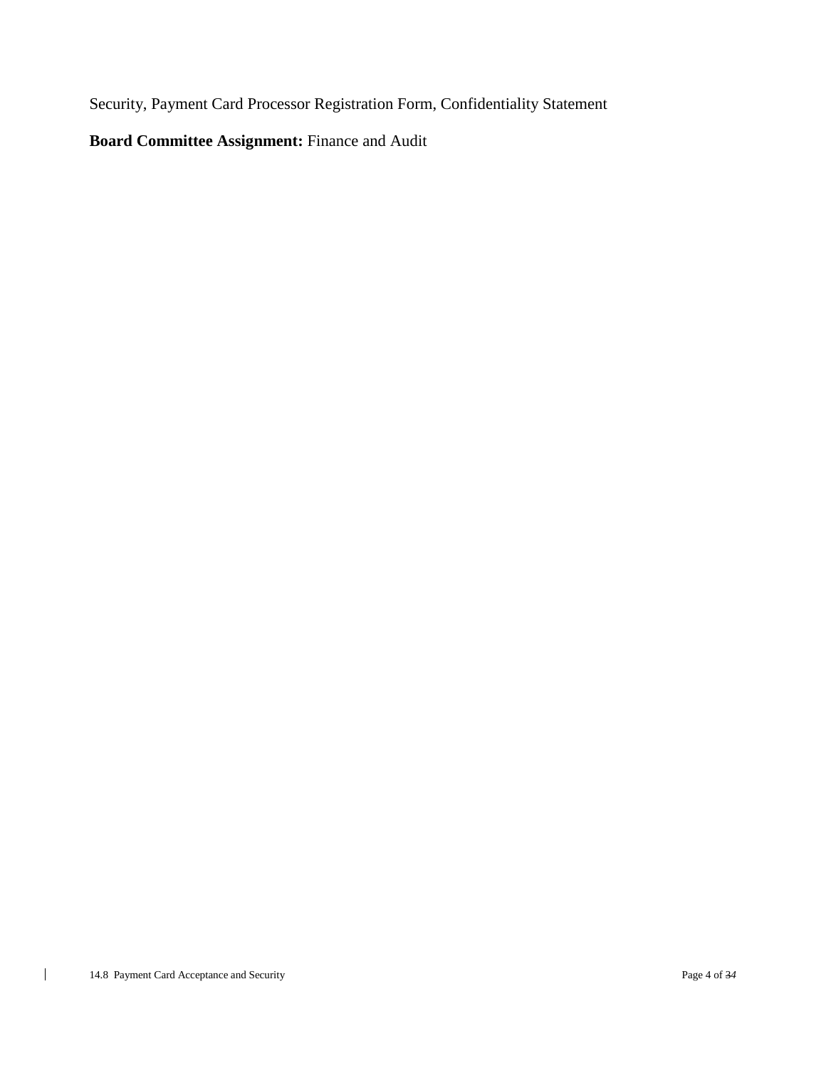Security, Payment Card Processor Registration Form, Confidentiality Statement

**Board Committee Assignment:** Finance and Audit